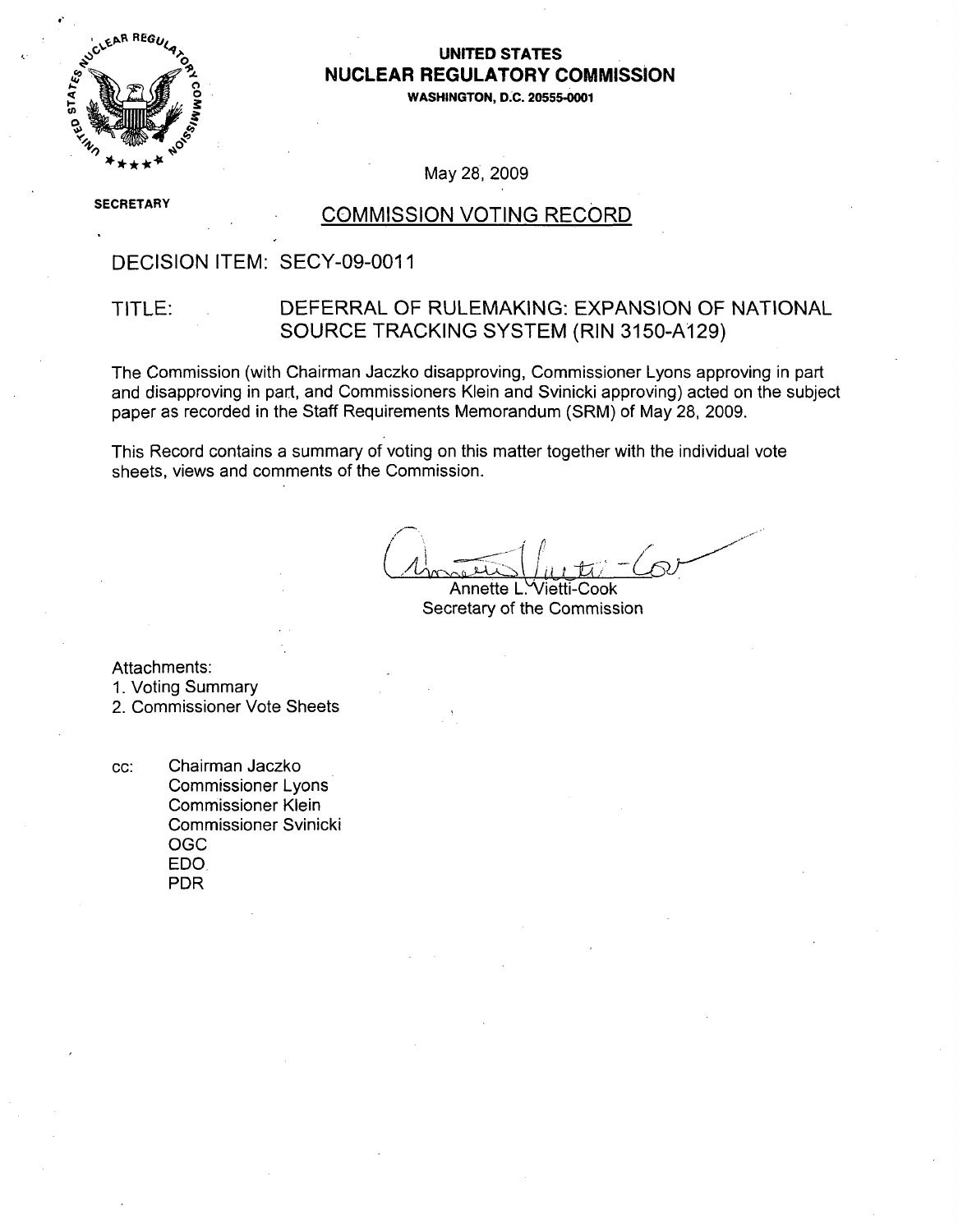# UNITED STATES NUCLEAR REGULATORY COMMISSION

WASHINGTON, D.C. 20555-0001

May 28, 2009

SECRETARY

## COMMISSION VOTING RECORD

DECISION ITEM: SECY-09-0011

TITLE: DEFERRAL OF RULEMAKING: EXPANSION OF NATIONAL SOURCE TRACKING SYSTEM (RIN 3150-A129)

The Commission (with Chairman Jaczko disapproving, Commissioner Lyons approving in part and disapproving in part, and Commissioners Klein and Svinicki approving) acted on the subject paper as recorded in the Staff Requirements Memorandum (SRM) of May 28, 2009.

This Record contains a summary of voting on this matter together with the individual vote sheets, views and comments of the Commission.

Annette L. Vietti-Cook
Secretary of the Commission

Attachments:
1. Voting Summary
2. Commissioner Vote Sheets

cc: Chairman Jaczko
Commissioner Lyons
Commissioner Klein
Commissioner Svinicki
OGC
EDO
PDR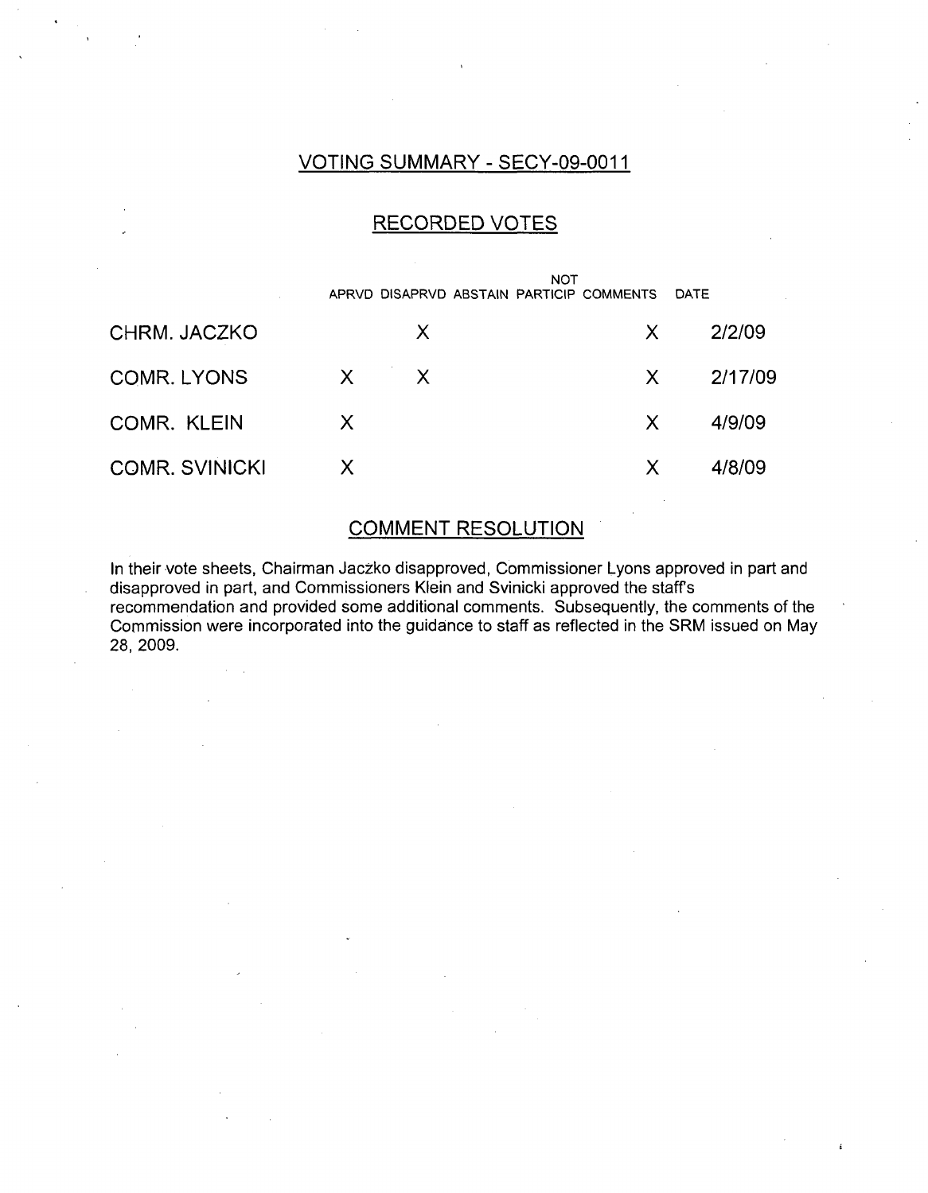## VOTING SUMMARY - SECY-09-0011

## RECORDED VOTES

| | APRVD | DISAPRVD | ABSTAIN | NOT PARTICIP | COMMENTS | DATE |
|---|---|---|---|---|---|---|
| CHRM. JACZKO | | X | | | X | 2/2/09 |
| COMR. LYONS | X | X | | | X | 2/17/09 |
| COMR. KLEIN | X | | | | X | 4/9/09 |
| COMR. SVINICKI | X | | | | X | 4/8/09 |

## COMMENT RESOLUTION

In their vote sheets, Chairman Jaczko disapproved, Commissioner Lyons approved in part and disapproved in part, and Commissioners Klein and Svinicki approved the staff's recommendation and provided some additional comments. Subsequently, the comments of the Commission were incorporated into the guidance to staff as reflected in the SRM issued on May 28, 2009.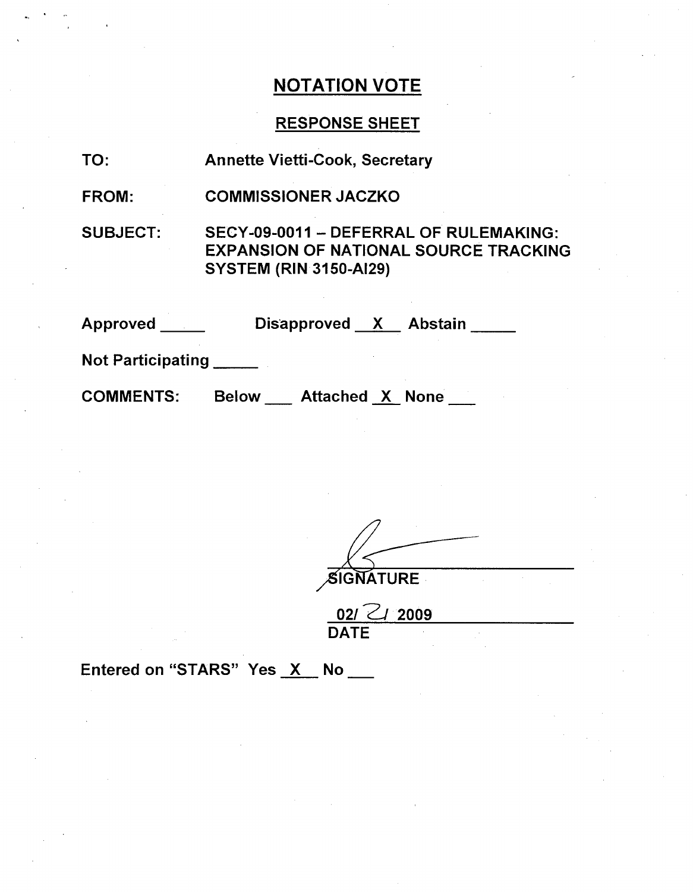# NOTATION VOTE

## RESPONSE SHEET

TO: Annette Vietti-Cook, Secretary

FROM: COMMISSIONER JACZKO

SUBJECT: SECY-09-0011 – DEFERRAL OF RULEMAKING: EXPANSION OF NATIONAL SOURCE TRACKING SYSTEM (RIN 3150-AI29)

Approved ____ Disapproved __X__ Abstain ____

Not Participating ____

COMMENTS: Below ___ Attached _X_ None ___

SIGNATURE

02/ 21 2009

DATE

Entered on "STARS" Yes _X_ No ___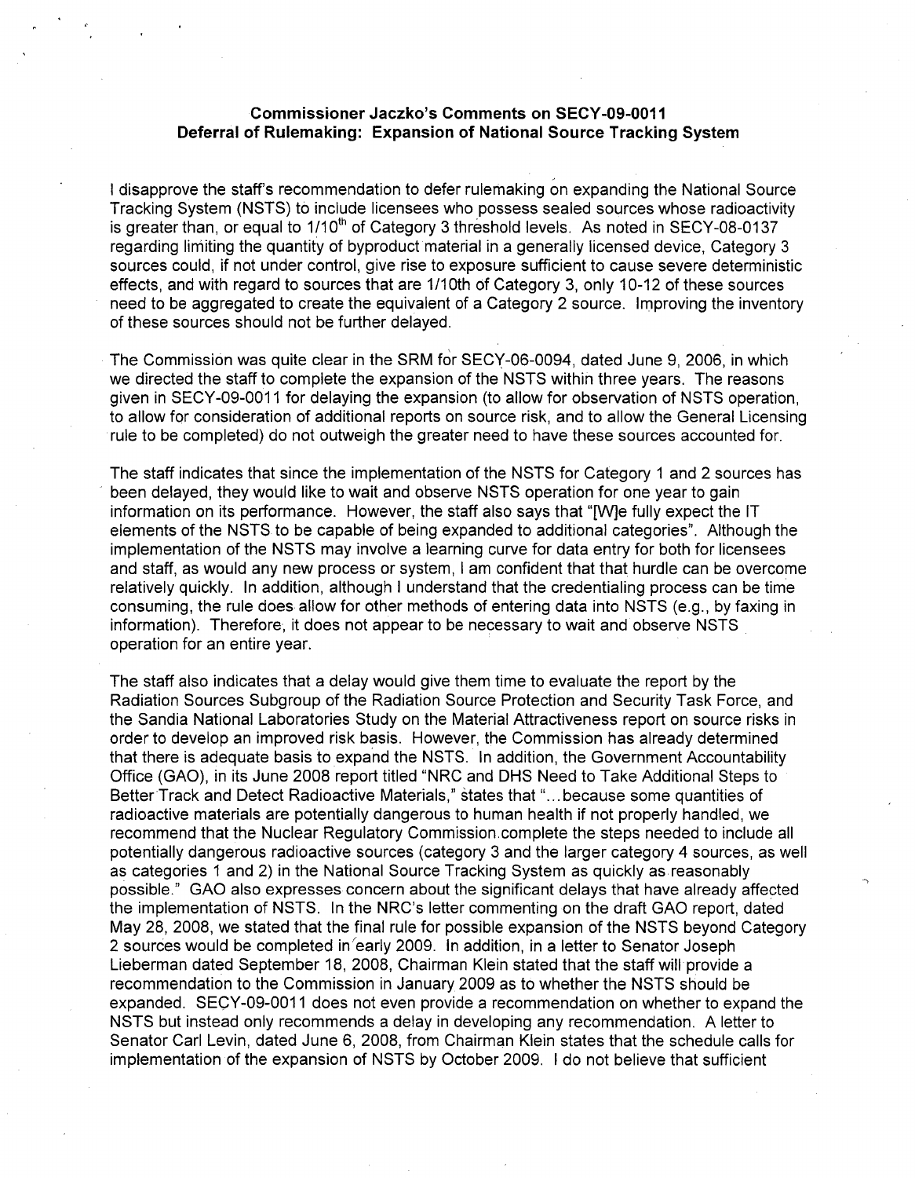**Commissioner Jaczko's Comments on SECY-09-0011**
**Deferral of Rulemaking: Expansion of National Source Tracking System**

I disapprove the staff's recommendation to defer rulemaking on expanding the National Source Tracking System (NSTS) to include licensees who possess sealed sources whose radioactivity is greater than, or equal to 1/10$^{th}$ of Category 3 threshold levels. As noted in SECY-08-0137 regarding limiting the quantity of byproduct material in a generally licensed device, Category 3 sources could, if not under control, give rise to exposure sufficient to cause severe deterministic effects, and with regard to sources that are 1/10th of Category 3, only 10-12 of these sources need to be aggregated to create the equivalent of a Category 2 source. Improving the inventory of these sources should not be further delayed.

The Commission was quite clear in the SRM for SECY-06-0094, dated June 9, 2006, in which we directed the staff to complete the expansion of the NSTS within three years. The reasons given in SECY-09-0011 for delaying the expansion (to allow for observation of NSTS operation, to allow for consideration of additional reports on source risk, and to allow the General Licensing rule to be completed) do not outweigh the greater need to have these sources accounted for.

The staff indicates that since the implementation of the NSTS for Category 1 and 2 sources has been delayed, they would like to wait and observe NSTS operation for one year to gain information on its performance. However, the staff also says that "[W]e fully expect the IT elements of the NSTS to be capable of being expanded to additional categories". Although the implementation of the NSTS may involve a learning curve for data entry for both for licensees and staff, as would any new process or system, I am confident that that hurdle can be overcome relatively quickly. In addition, although I understand that the credentialing process can be time consuming, the rule does allow for other methods of entering data into NSTS (e.g., by faxing in information). Therefore, it does not appear to be necessary to wait and observe NSTS operation for an entire year.

The staff also indicates that a delay would give them time to evaluate the report by the Radiation Sources Subgroup of the Radiation Source Protection and Security Task Force, and the Sandia National Laboratories Study on the Material Attractiveness report on source risks in order to develop an improved risk basis. However, the Commission has already determined that there is adequate basis to expand the NSTS. In addition, the Government Accountability Office (GAO), in its June 2008 report titled "NRC and DHS Need to Take Additional Steps to Better Track and Detect Radioactive Materials," states that "...because some quantities of radioactive materials are potentially dangerous to human health if not properly handled, we recommend that the Nuclear Regulatory Commission complete the steps needed to include all potentially dangerous radioactive sources (category 3 and the larger category 4 sources, as well as categories 1 and 2) in the National Source Tracking System as quickly as reasonably possible." GAO also expresses concern about the significant delays that have already affected the implementation of NSTS. In the NRC's letter commenting on the draft GAO report, dated May 28, 2008, we stated that the final rule for possible expansion of the NSTS beyond Category 2 sources would be completed in early 2009. In addition, in a letter to Senator Joseph Lieberman dated September 18, 2008, Chairman Klein stated that the staff will provide a recommendation to the Commission in January 2009 as to whether the NSTS should be expanded. SECY-09-0011 does not even provide a recommendation on whether to expand the NSTS but instead only recommends a delay in developing any recommendation. A letter to Senator Carl Levin, dated June 6, 2008, from Chairman Klein states that the schedule calls for implementation of the expansion of NSTS by October 2009. I do not believe that sufficient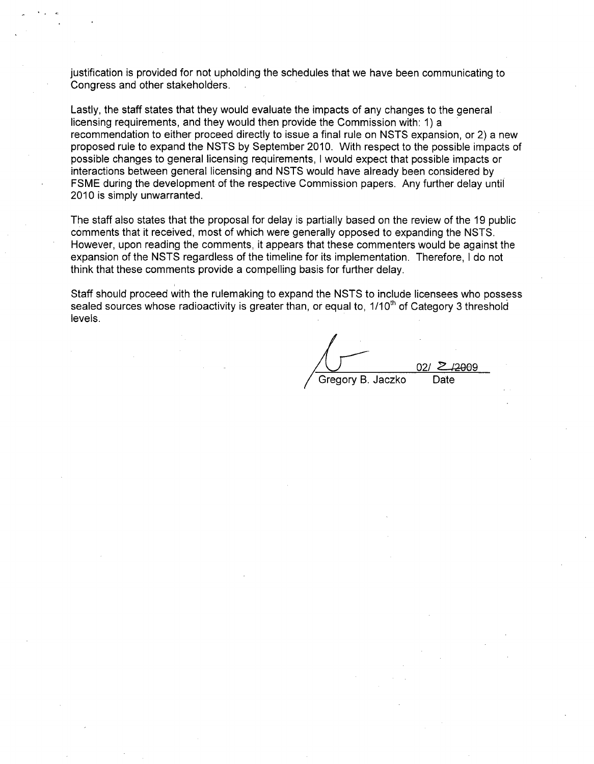justification is provided for not upholding the schedules that we have been communicating to Congress and other stakeholders.

Lastly, the staff states that they would evaluate the impacts of any changes to the general licensing requirements, and they would then provide the Commission with: 1) a recommendation to either proceed directly to issue a final rule on NSTS expansion, or 2) a new proposed rule to expand the NSTS by September 2010. With respect to the possible impacts of possible changes to general licensing requirements, I would expect that possible impacts or interactions between general licensing and NSTS would have already been considered by FSME during the development of the respective Commission papers. Any further delay until 2010 is simply unwarranted.

The staff also states that the proposal for delay is partially based on the review of the 19 public comments that it received, most of which were generally opposed to expanding the NSTS. However, upon reading the comments, it appears that these commenters would be against the expansion of the NSTS regardless of the timeline for its implementation. Therefore, I do not think that these comments provide a compelling basis for further delay.

Staff should proceed with the rulemaking to expand the NSTS to include licensees who possess sealed sources whose radioactivity is greater than, or equal to, 1/10th of Category 3 threshold levels.

Gregory B. Jaczko — 02/ 2 /2009

Date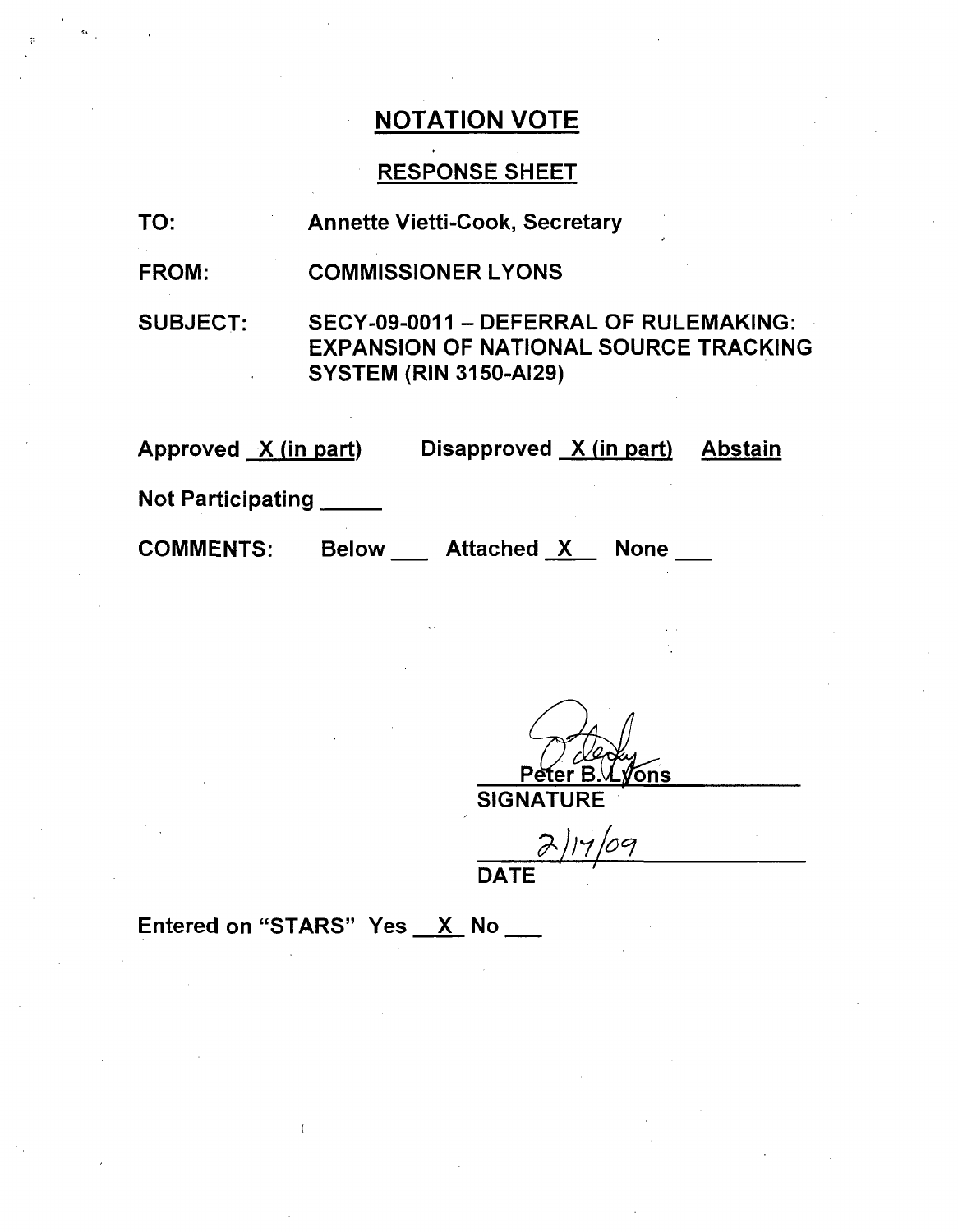## NOTATION VOTE

### RESPONSE SHEET

TO: Annette Vietti-Cook, Secretary

FROM: COMMISSIONER LYONS

SUBJECT: SECY-09-0011 – DEFERRAL OF RULEMAKING: EXPANSION OF NATIONAL SOURCE TRACKING SYSTEM (RIN 3150-AI29)

Approved X (in part) Disapproved X (in part) Abstain

Not Participating _____

COMMENTS: Below ___ Attached X None ___

Peter B. Lyons
SIGNATURE

2/17/09
DATE

Entered on "STARS" Yes X No ___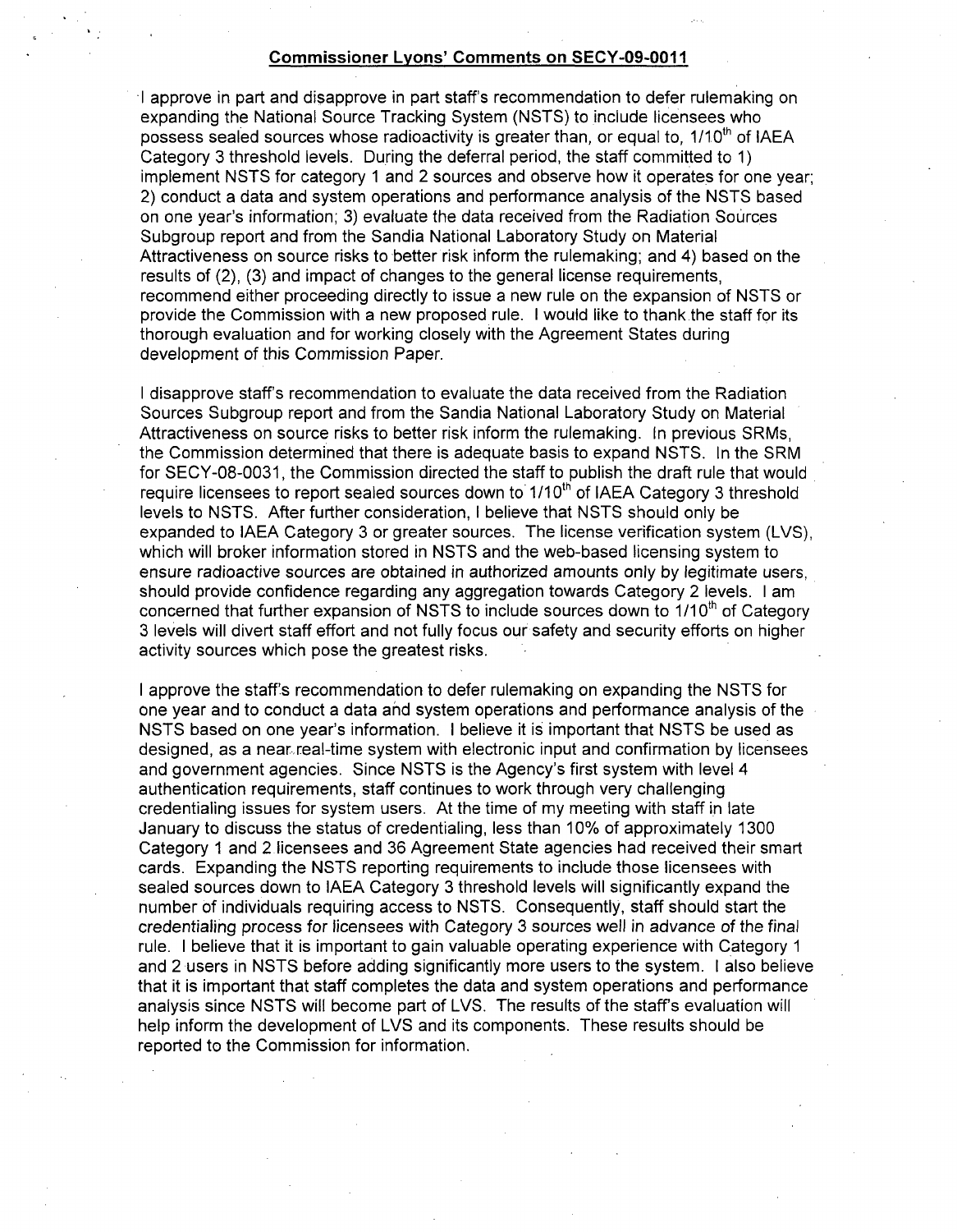**Commissioner Lyons' Comments on SECY-09-0011**

I approve in part and disapprove in part staff's recommendation to defer rulemaking on expanding the National Source Tracking System (NSTS) to include licensees who possess sealed sources whose radioactivity is greater than, or equal to, $1/10^{th}$ of IAEA Category 3 threshold levels. During the deferral period, the staff committed to 1) implement NSTS for category 1 and 2 sources and observe how it operates for one year; 2) conduct a data and system operations and performance analysis of the NSTS based on one year's information; 3) evaluate the data received from the Radiation Sources Subgroup report and from the Sandia National Laboratory Study on Material Attractiveness on source risks to better risk inform the rulemaking; and 4) based on the results of (2), (3) and impact of changes to the general license requirements, recommend either proceeding directly to issue a new rule on the expansion of NSTS or provide the Commission with a new proposed rule. I would like to thank the staff for its thorough evaluation and for working closely with the Agreement States during development of this Commission Paper.

I disapprove staff's recommendation to evaluate the data received from the Radiation Sources Subgroup report and from the Sandia National Laboratory Study on Material Attractiveness on source risks to better risk inform the rulemaking. In previous SRMs, the Commission determined that there is adequate basis to expand NSTS. In the SRM for SECY-08-0031, the Commission directed the staff to publish the draft rule that would require licensees to report sealed sources down to $1/10^{th}$ of IAEA Category 3 threshold levels to NSTS. After further consideration, I believe that NSTS should only be expanded to IAEA Category 3 or greater sources. The license verification system (LVS), which will broker information stored in NSTS and the web-based licensing system to ensure radioactive sources are obtained in authorized amounts only by legitimate users, should provide confidence regarding any aggregation towards Category 2 levels. I am concerned that further expansion of NSTS to include sources down to $1/10^{th}$ of Category 3 levels will divert staff effort and not fully focus our safety and security efforts on higher activity sources which pose the greatest risks.

I approve the staff's recommendation to defer rulemaking on expanding the NSTS for one year and to conduct a data and system operations and performance analysis of the NSTS based on one year's information. I believe it is important that NSTS be used as designed, as a near real-time system with electronic input and confirmation by licensees and government agencies. Since NSTS is the Agency's first system with level 4 authentication requirements, staff continues to work through very challenging credentialing issues for system users. At the time of my meeting with staff in late January to discuss the status of credentialing, less than 10% of approximately 1300 Category 1 and 2 licensees and 36 Agreement State agencies had received their smart cards. Expanding the NSTS reporting requirements to include those licensees with sealed sources down to IAEA Category 3 threshold levels will significantly expand the number of individuals requiring access to NSTS. Consequently, staff should start the credentialing process for licensees with Category 3 sources well in advance of the final rule. I believe that it is important to gain valuable operating experience with Category 1 and 2 users in NSTS before adding significantly more users to the system. I also believe that it is important that staff completes the data and system operations and performance analysis since NSTS will become part of LVS. The results of the staff's evaluation will help inform the development of LVS and its components. These results should be reported to the Commission for information.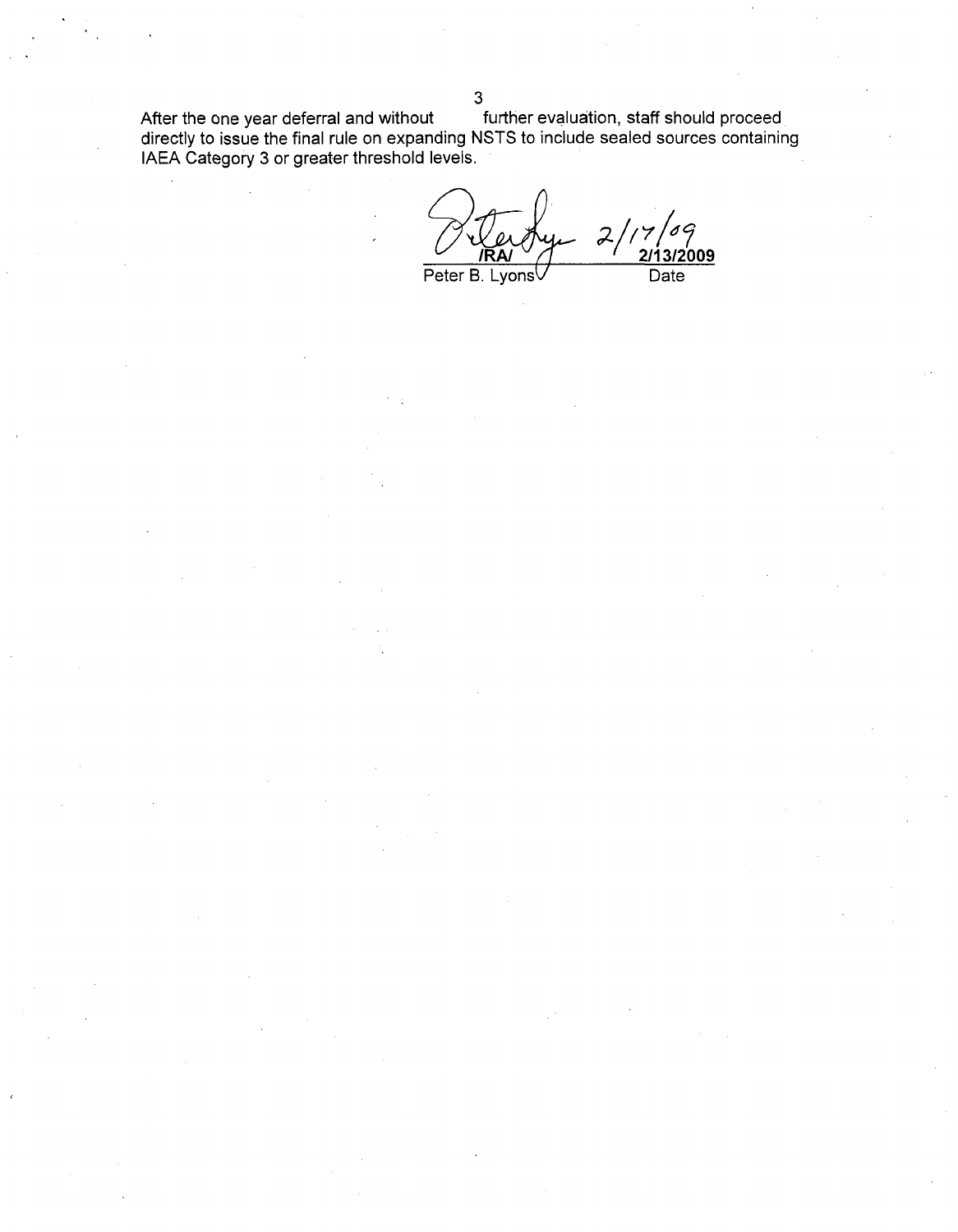After the one year deferral and without further evaluation, staff should proceed directly to issue the final rule on expanding NSTS to include sealed sources containing IAEA Category 3 or greater threshold levels.

/RA/ 2/17/09

**2/13/2009**

Peter B. Lyons Date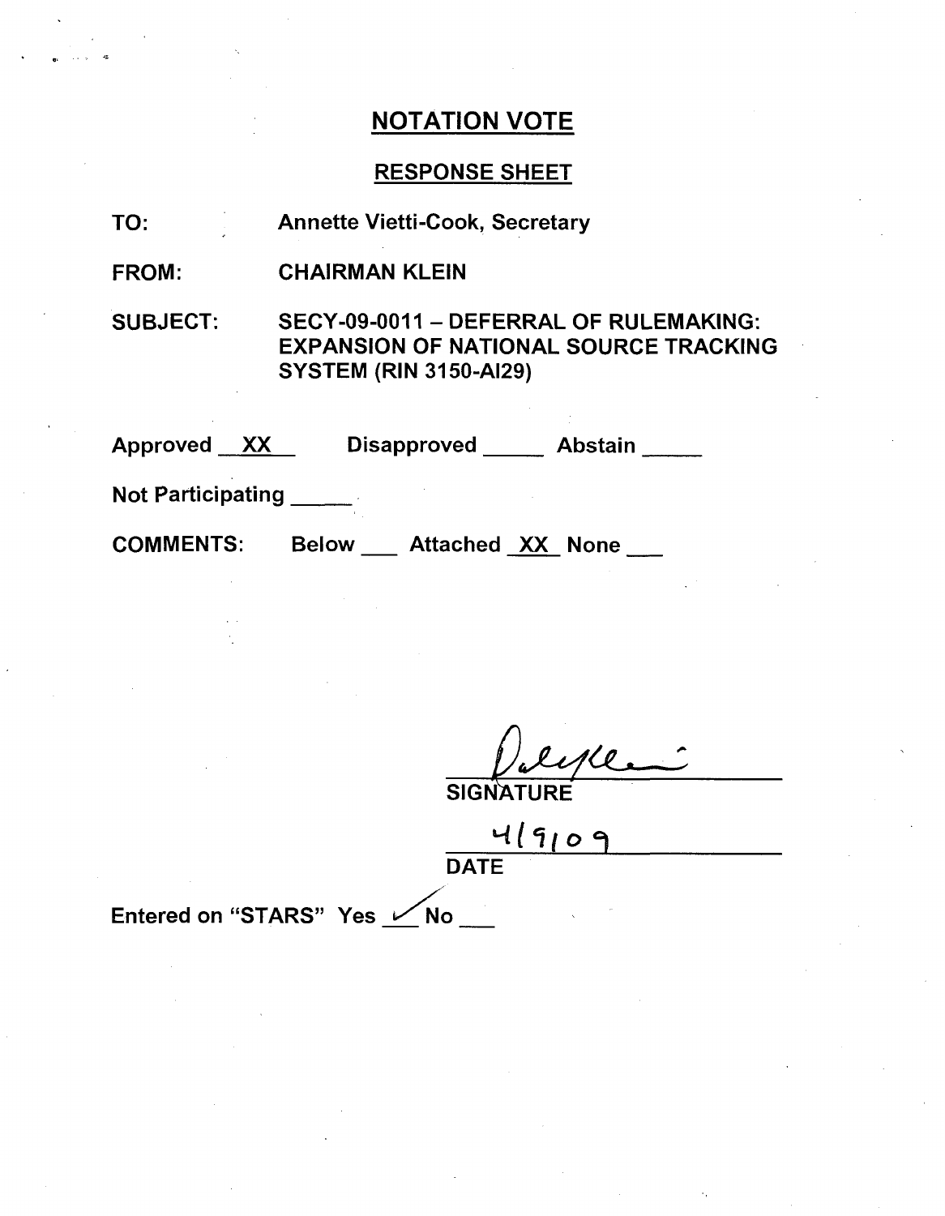## NOTATION VOTE

### RESPONSE SHEET

TO: Annette Vietti-Cook, Secretary

FROM: CHAIRMAN KLEIN

SUBJECT: SECY-09-0011 – DEFERRAL OF RULEMAKING: EXPANSION OF NATIONAL SOURCE TRACKING SYSTEM (RIN 3150-AI29)

Approved XX Disapproved ____ Abstain ____

Not Participating ____

COMMENTS: Below ___ Attached XX None ___

SIGNATURE

4/9/09

DATE

Entered on "STARS" Yes ✓ No ___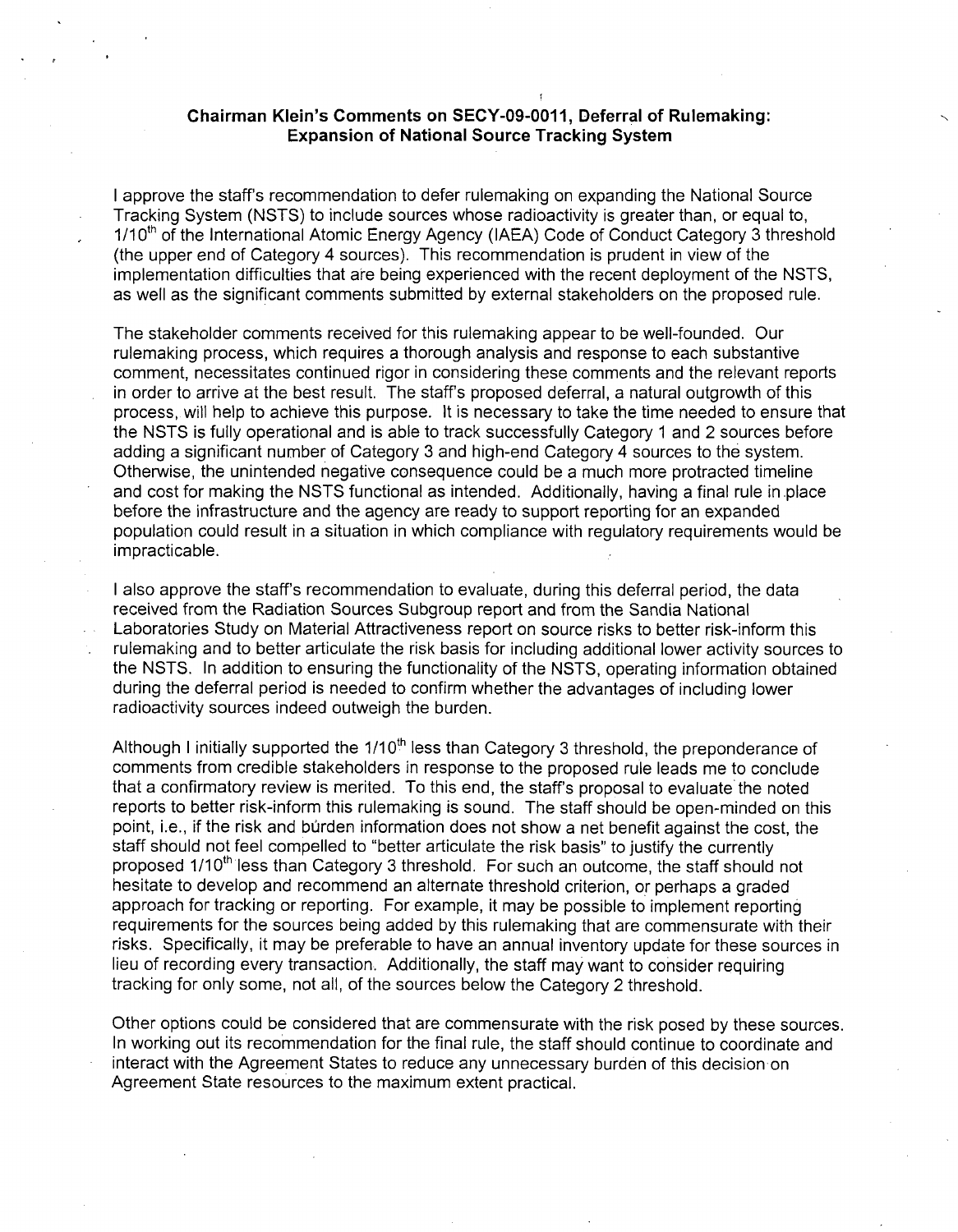## Chairman Klein's Comments on SECY-09-0011, Deferral of Rulemaking: Expansion of National Source Tracking System

I approve the staff's recommendation to defer rulemaking on expanding the National Source Tracking System (NSTS) to include sources whose radioactivity is greater than, or equal to, $1/10^{th}$ of the International Atomic Energy Agency (IAEA) Code of Conduct Category 3 threshold (the upper end of Category 4 sources). This recommendation is prudent in view of the implementation difficulties that are being experienced with the recent deployment of the NSTS, as well as the significant comments submitted by external stakeholders on the proposed rule.

The stakeholder comments received for this rulemaking appear to be well-founded. Our rulemaking process, which requires a thorough analysis and response to each substantive comment, necessitates continued rigor in considering these comments and the relevant reports in order to arrive at the best result. The staff's proposed deferral, a natural outgrowth of this process, will help to achieve this purpose. It is necessary to take the time needed to ensure that the NSTS is fully operational and is able to track successfully Category 1 and 2 sources before adding a significant number of Category 3 and high-end Category 4 sources to the system. Otherwise, the unintended negative consequence could be a much more protracted timeline and cost for making the NSTS functional as intended. Additionally, having a final rule in place before the infrastructure and the agency are ready to support reporting for an expanded population could result in a situation in which compliance with regulatory requirements would be impracticable.

I also approve the staff's recommendation to evaluate, during this deferral period, the data received from the Radiation Sources Subgroup report and from the Sandia National Laboratories Study on Material Attractiveness report on source risks to better risk-inform this rulemaking and to better articulate the risk basis for including additional lower activity sources to the NSTS. In addition to ensuring the functionality of the NSTS, operating information obtained during the deferral period is needed to confirm whether the advantages of including lower radioactivity sources indeed outweigh the burden.

Although I initially supported the $1/10^{th}$ less than Category 3 threshold, the preponderance of comments from credible stakeholders in response to the proposed rule leads me to conclude that a confirmatory review is merited. To this end, the staff's proposal to evaluate the noted reports to better risk-inform this rulemaking is sound. The staff should be open-minded on this point, i.e., if the risk and burden information does not show a net benefit against the cost, the staff should not feel compelled to "better articulate the risk basis" to justify the currently proposed $1/10^{th}$ less than Category 3 threshold. For such an outcome, the staff should not hesitate to develop and recommend an alternate threshold criterion, or perhaps a graded approach for tracking or reporting. For example, it may be possible to implement reporting requirements for the sources being added by this rulemaking that are commensurate with their risks. Specifically, it may be preferable to have an annual inventory update for these sources in lieu of recording every transaction. Additionally, the staff may want to consider requiring tracking for only some, not all, of the sources below the Category 2 threshold.

Other options could be considered that are commensurate with the risk posed by these sources. In working out its recommendation for the final rule, the staff should continue to coordinate and interact with the Agreement States to reduce any unnecessary burden of this decision on Agreement State resources to the maximum extent practical.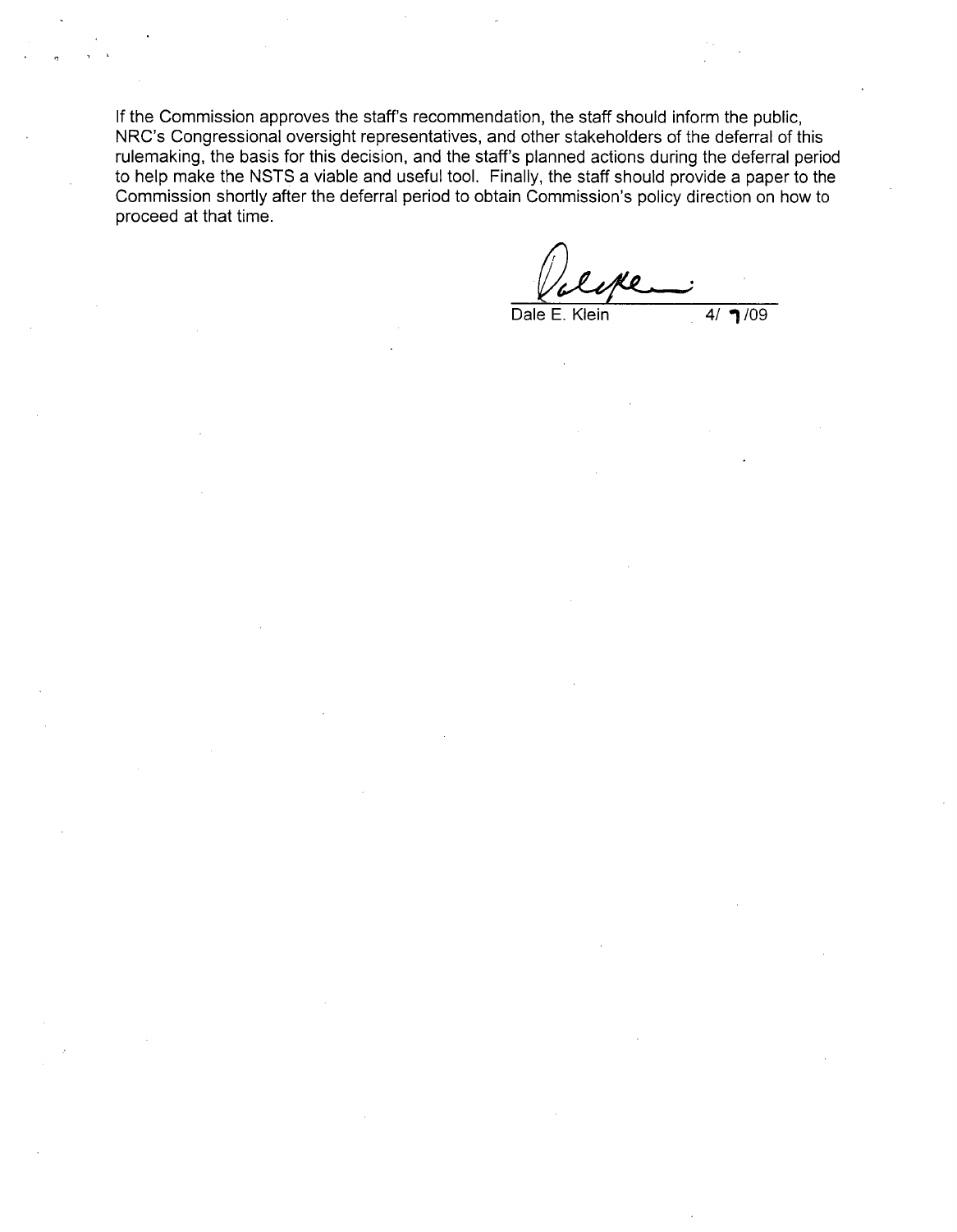If the Commission approves the staff's recommendation, the staff should inform the public, NRC's Congressional oversight representatives, and other stakeholders of the deferral of this rulemaking, the basis for this decision, and the staff's planned actions during the deferral period to help make the NSTS a viable and useful tool. Finally, the staff should provide a paper to the Commission shortly after the deferral period to obtain Commission's policy direction on how to proceed at that time.

Dale E. Klein 4/ 7/09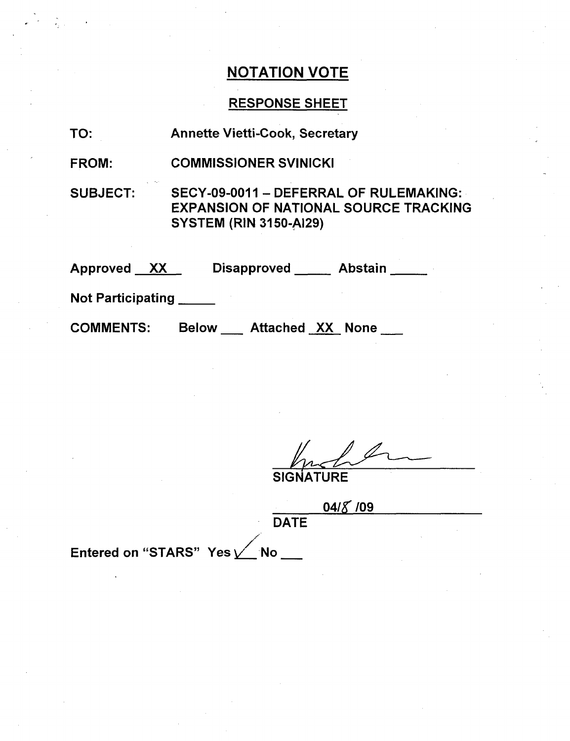# NOTATION VOTE

## RESPONSE SHEET

TO: Annette Vietti-Cook, Secretary

FROM: COMMISSIONER SVINICKI

SUBJECT: SECY-09-0011 – DEFERRAL OF RULEMAKING: EXPANSION OF NATIONAL SOURCE TRACKING SYSTEM (RIN 3150-AI29)

Approved XX Disapproved \_\_\_\_\_ Abstain \_\_\_\_\_

Not Participating \_\_\_\_\_

COMMENTS: Below \_\_\_ Attached XX None \_\_\_

SIGNATURE

04/8/09

DATE

Entered on "STARS" Yes ✓ No \_\_\_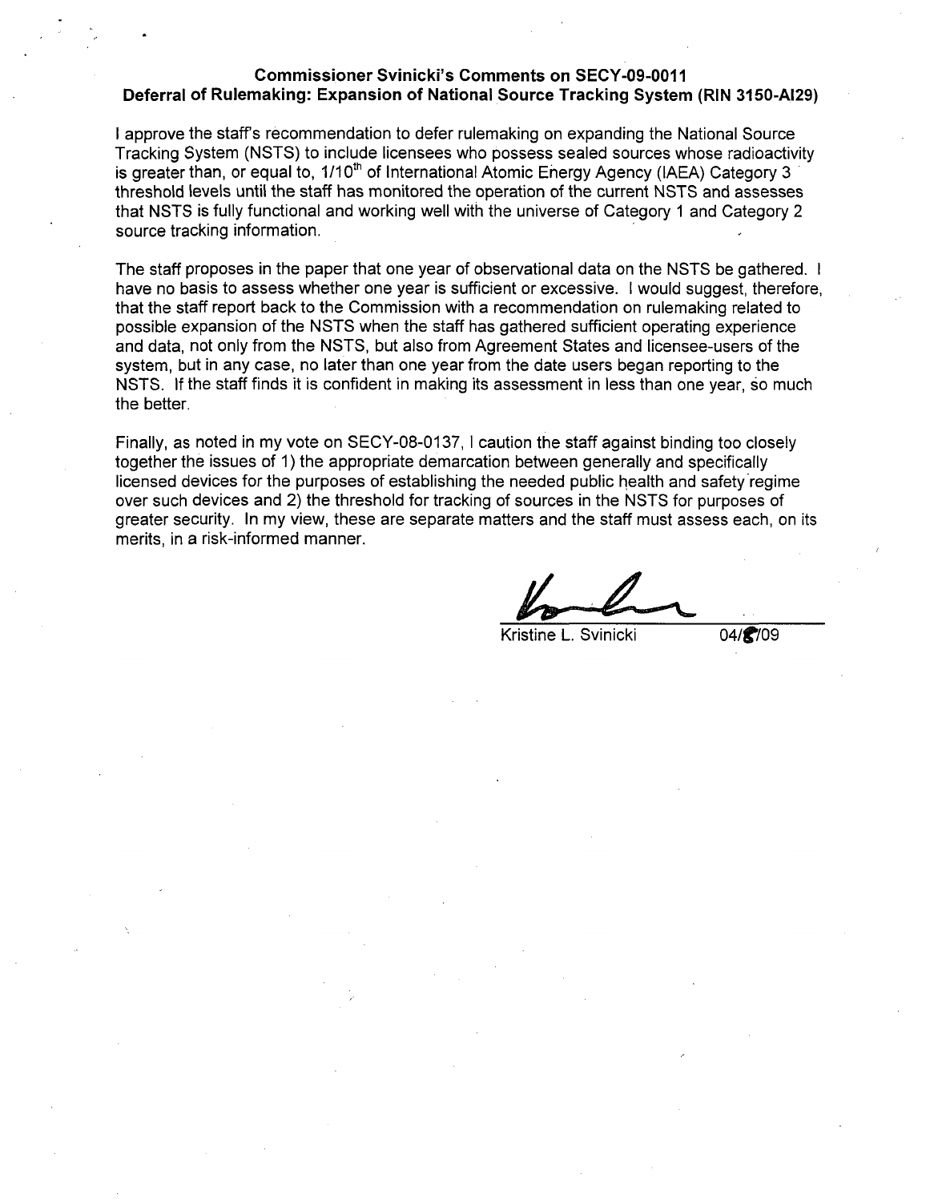**Commissioner Svinicki's Comments on SECY-09-0011**
**Deferral of Rulemaking: Expansion of National Source Tracking System (RIN 3150-AI29)**

I approve the staff's recommendation to defer rulemaking on expanding the National Source Tracking System (NSTS) to include licensees who possess sealed sources whose radioactivity is greater than, or equal to, 1/10th of International Atomic Energy Agency (IAEA) Category 3 threshold levels until the staff has monitored the operation of the current NSTS and assesses that NSTS is fully functional and working well with the universe of Category 1 and Category 2 source tracking information.

The staff proposes in the paper that one year of observational data on the NSTS be gathered. I have no basis to assess whether one year is sufficient or excessive. I would suggest, therefore, that the staff report back to the Commission with a recommendation on rulemaking related to possible expansion of the NSTS when the staff has gathered sufficient operating experience and data, not only from the NSTS, but also from Agreement States and licensee-users of the system, but in any case, no later than one year from the date users began reporting to the NSTS. If the staff finds it is confident in making its assessment in less than one year, so much the better.

Finally, as noted in my vote on SECY-08-0137, I caution the staff against binding too closely together the issues of 1) the appropriate demarcation between generally and specifically licensed devices for the purposes of establishing the needed public health and safety regime over such devices and 2) the threshold for tracking of sources in the NSTS for purposes of greater security. In my view, these are separate matters and the staff must assess each, on its merits, in a risk-informed manner.

Kristine L. Svinicki 04/8/09